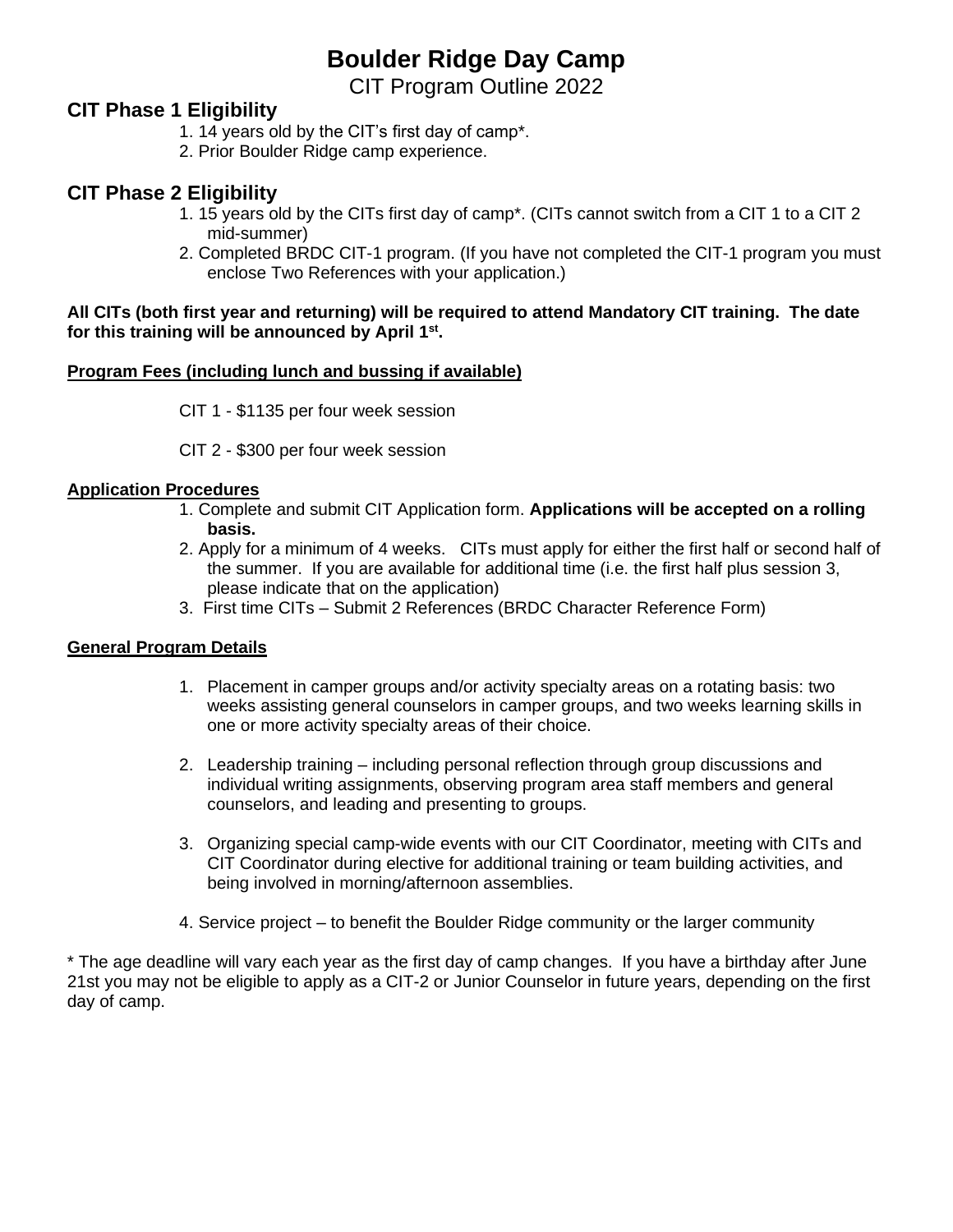# Boulder Ridge Day Camp

CIT Program Outline 2022

## CIT Phase 1 Eligibility

1. 14 years old by the CIT's first day of camp*.
2. Prior Boulder Ridge camp experience.

## CIT Phase 2 Eligibility

1. 15 years old by the CITs first day of camp*. (CITs cannot switch from a CIT 1 to a CIT 2 mid-summer)
2. Completed BRDC CIT-1 program. (If you have not completed the CIT-1 program you must enclose Two References with your application.)

**All CITs (both first year and returning) will be required to attend Mandatory CIT training. The date for this training will be announced by April 1st.**

**Program Fees (including lunch and bussing if available)**

CIT 1 - $1135 per four week session

CIT 2 - $300 per four week session

**Application Procedures**

1. Complete and submit CIT Application form. **Applications will be accepted on a rolling basis.**
2. Apply for a minimum of 4 weeks. CITs must apply for either the first half or second half of the summer. If you are available for additional time (i.e. the first half plus session 3, please indicate that on the application)
3. First time CITs – Submit 2 References (BRDC Character Reference Form)

**General Program Details**

1. Placement in camper groups and/or activity specialty areas on a rotating basis: two weeks assisting general counselors in camper groups, and two weeks learning skills in one or more activity specialty areas of their choice.

2. Leadership training – including personal reflection through group discussions and individual writing assignments, observing program area staff members and general counselors, and leading and presenting to groups.

3. Organizing special camp-wide events with our CIT Coordinator, meeting with CITs and CIT Coordinator during elective for additional training or team building activities, and being involved in morning/afternoon assemblies.

4. Service project – to benefit the Boulder Ridge community or the larger community

* The age deadline will vary each year as the first day of camp changes. If you have a birthday after June 21st you may not be eligible to apply as a CIT-2 or Junior Counselor in future years, depending on the first day of camp.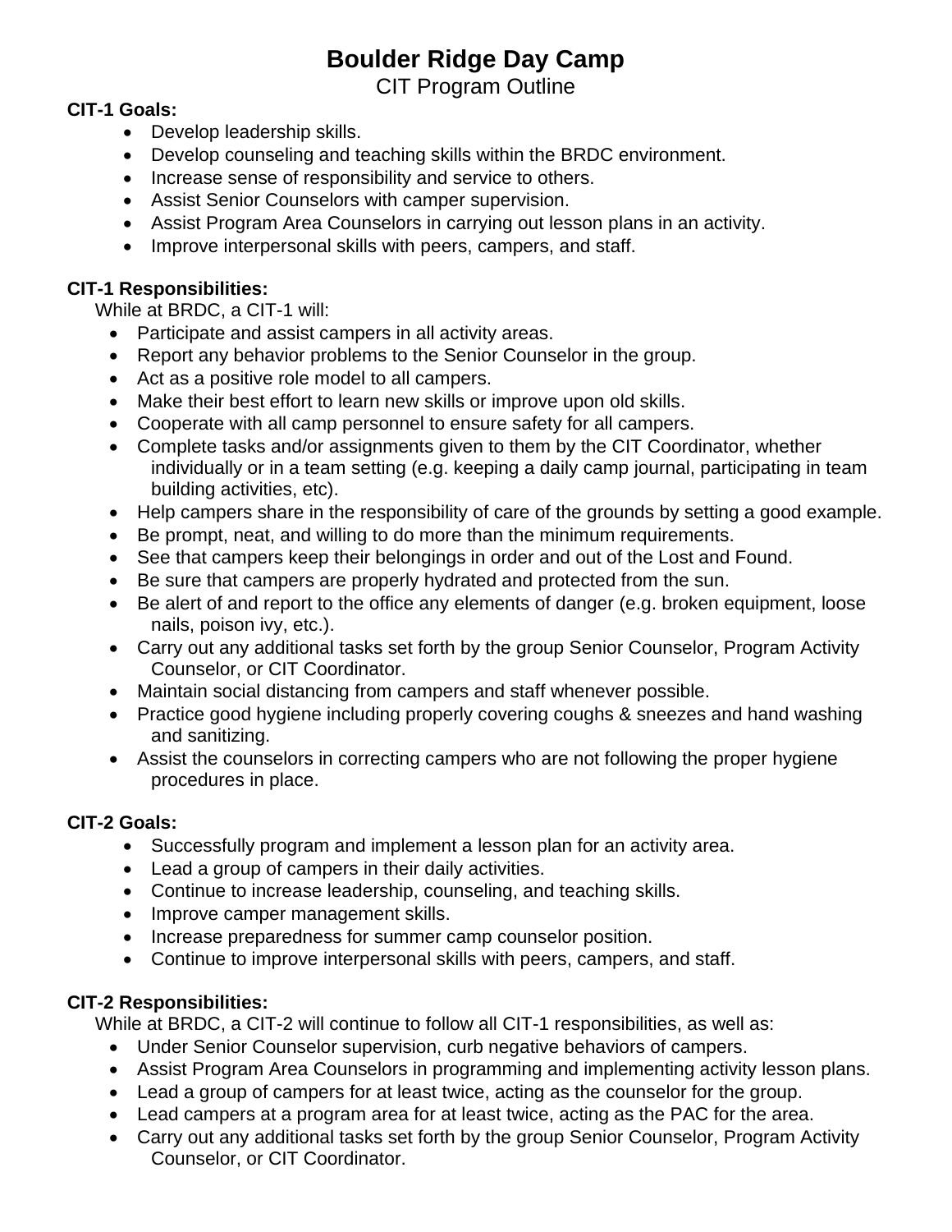# Boulder Ridge Day Camp

## CIT Program Outline

**CIT-1 Goals:**

- Develop leadership skills.
- Develop counseling and teaching skills within the BRDC environment.
- Increase sense of responsibility and service to others.
- Assist Senior Counselors with camper supervision.
- Assist Program Area Counselors in carrying out lesson plans in an activity.
- Improve interpersonal skills with peers, campers, and staff.

**CIT-1 Responsibilities:**

While at BRDC, a CIT-1 will:

- Participate and assist campers in all activity areas.
- Report any behavior problems to the Senior Counselor in the group.
- Act as a positive role model to all campers.
- Make their best effort to learn new skills or improve upon old skills.
- Cooperate with all camp personnel to ensure safety for all campers.
- Complete tasks and/or assignments given to them by the CIT Coordinator, whether individually or in a team setting (e.g. keeping a daily camp journal, participating in team building activities, etc).
- Help campers share in the responsibility of care of the grounds by setting a good example.
- Be prompt, neat, and willing to do more than the minimum requirements.
- See that campers keep their belongings in order and out of the Lost and Found.
- Be sure that campers are properly hydrated and protected from the sun.
- Be alert of and report to the office any elements of danger (e.g. broken equipment, loose nails, poison ivy, etc.).
- Carry out any additional tasks set forth by the group Senior Counselor, Program Activity Counselor, or CIT Coordinator.
- Maintain social distancing from campers and staff whenever possible.
- Practice good hygiene including properly covering coughs & sneezes and hand washing and sanitizing.
- Assist the counselors in correcting campers who are not following the proper hygiene procedures in place.

**CIT-2 Goals:**

- Successfully program and implement a lesson plan for an activity area.
- Lead a group of campers in their daily activities.
- Continue to increase leadership, counseling, and teaching skills.
- Improve camper management skills.
- Increase preparedness for summer camp counselor position.
- Continue to improve interpersonal skills with peers, campers, and staff.

**CIT-2 Responsibilities:**

While at BRDC, a CIT-2 will continue to follow all CIT-1 responsibilities, as well as:

- Under Senior Counselor supervision, curb negative behaviors of campers.
- Assist Program Area Counselors in programming and implementing activity lesson plans.
- Lead a group of campers for at least twice, acting as the counselor for the group.
- Lead campers at a program area for at least twice, acting as the PAC for the area.
- Carry out any additional tasks set forth by the group Senior Counselor, Program Activity Counselor, or CIT Coordinator.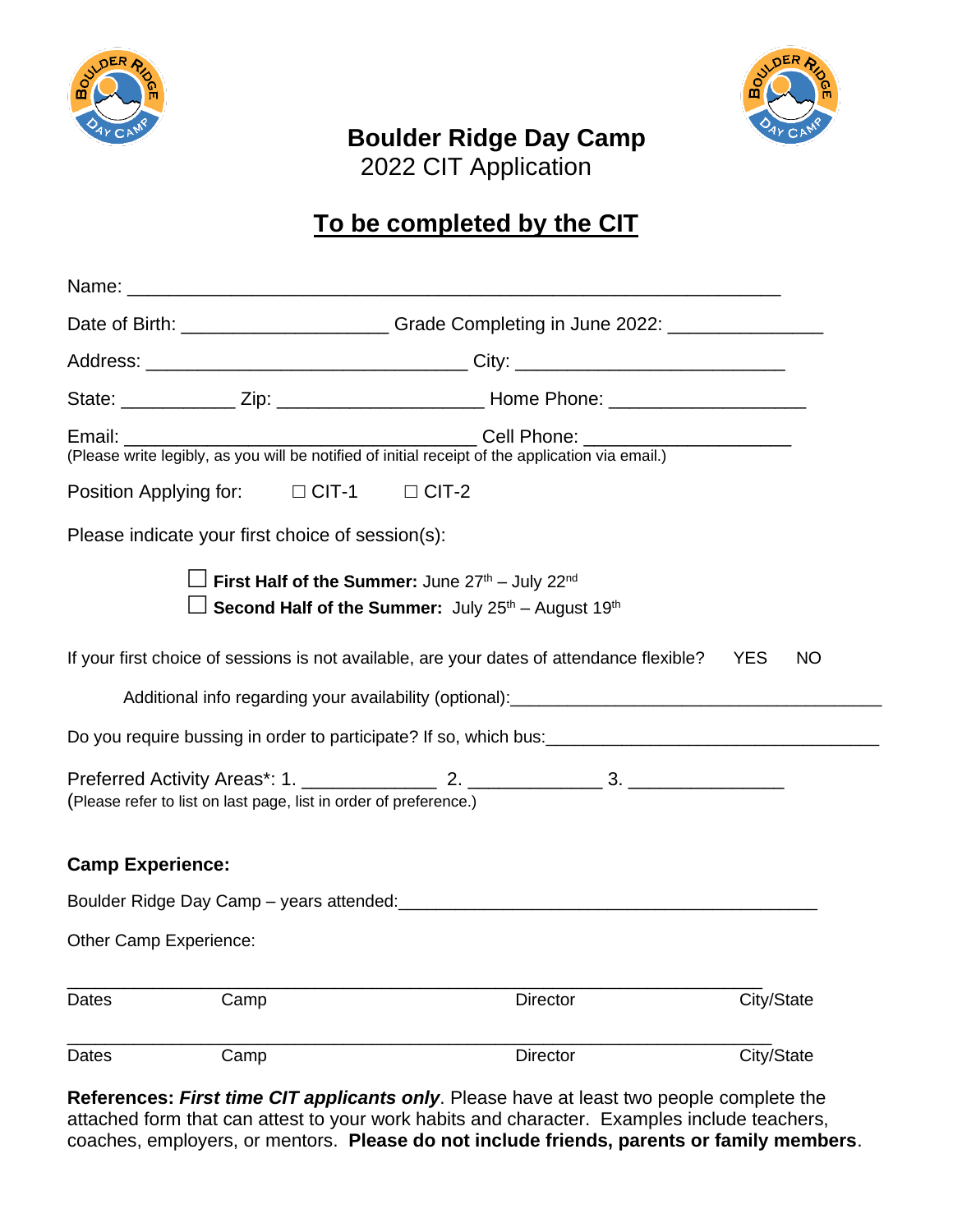# Boulder Ridge Day Camp

2022 CIT Application

## To be completed by the CIT

Name: ______________________________________________________________

Date of Birth: ____________________ Grade Completing in June 2022: _______________

Address: _______________________________ City: __________________________

State: ___________ Zip: ____________________ Home Phone: ___________________

Email: __________________________________ Cell Phone: ____________________
(Please write legibly, as you will be notified of initial receipt of the application via email.)

Position Applying for: ☐ CIT-1 ☐ CIT-2

Please indicate your first choice of session(s):

☐ **First Half of the Summer:** June 27th – July 22nd
☐ **Second Half of the Summer:** July 25th – August 19th

If your first choice of sessions is not available, are your dates of attendance flexible? YES NO

Additional info regarding your availability (optional):____________________________________

Do you require bussing in order to participate? If so, which bus:________________________________

Preferred Activity Areas*: 1. _____________ 2. _____________ 3. _______________
(Please refer to list on last page, list in order of preference.)

**Camp Experience:**

Boulder Ridge Day Camp – years attended:_________________________________________

Other Camp Experience:

__________________________________________________________________________
Dates Camp Director City/State

__________________________________________________________________________
Dates Camp Director City/State

**References:** ***First time CIT applicants only***. Please have at least two people complete the attached form that can attest to your work habits and character. Examples include teachers, coaches, employers, or mentors. **Please do not include friends, parents or family members**.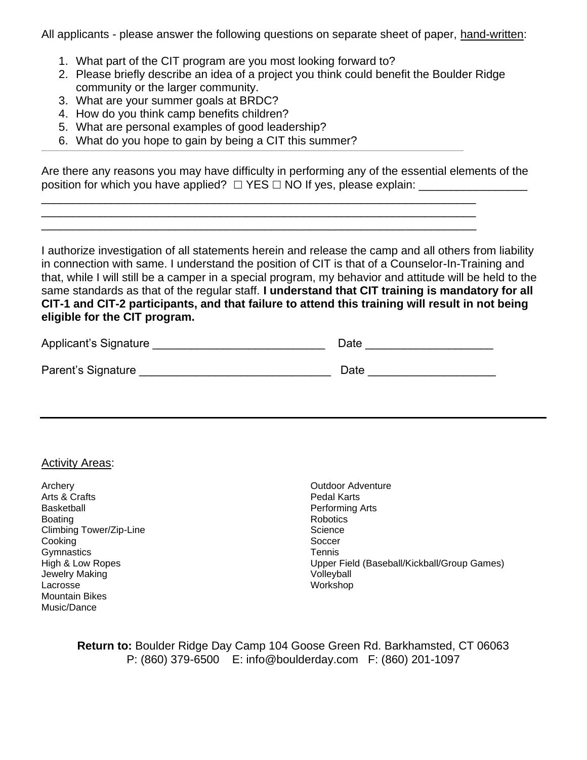All applicants - please answer the following questions on separate sheet of paper, hand-written:

1. What part of the CIT program are you most looking forward to?
2. Please briefly describe an idea of a project you think could benefit the Boulder Ridge community or the larger community.
3. What are your summer goals at BRDC?
4. How do you think camp benefits children?
5. What are personal examples of good leadership?
6. What do you hope to gain by being a CIT this summer?

---

Are there any reasons you may have difficulty in performing any of the essential elements of the position for which you have applied? ☐ YES ☐ NO If yes, please explain: ________________
_____________________________________________________________________
_____________________________________________________________________
_____________________________________________________________________

I authorize investigation of all statements herein and release the camp and all others from liability in connection with same. I understand the position of CIT is that of a Counselor-In-Training and that, while I will still be a camper in a special program, my behavior and attitude will be held to the same standards as that of the regular staff. **I understand that CIT training is mandatory for all CIT-1 and CIT-2 participants, and that failure to attend this training will result in not being eligible for the CIT program.**

Applicant's Signature __________________________ Date ___________________

Parent's Signature ____________________________ Date ___________________

---

Activity Areas:

Archery
Arts & Crafts
Basketball
Boating
Climbing Tower/Zip-Line
Cooking
Gymnastics
High & Low Ropes
Jewelry Making
Lacrosse
Mountain Bikes
Music/Dance
Outdoor Adventure
Pedal Karts
Performing Arts
Robotics
Science
Soccer
Tennis
Upper Field (Baseball/Kickball/Group Games)
Volleyball
Workshop

**Return to:** Boulder Ridge Day Camp 104 Goose Green Rd. Barkhamsted, CT 06063
P: (860) 379-6500 E: info@boulderday.com F: (860) 201-1097